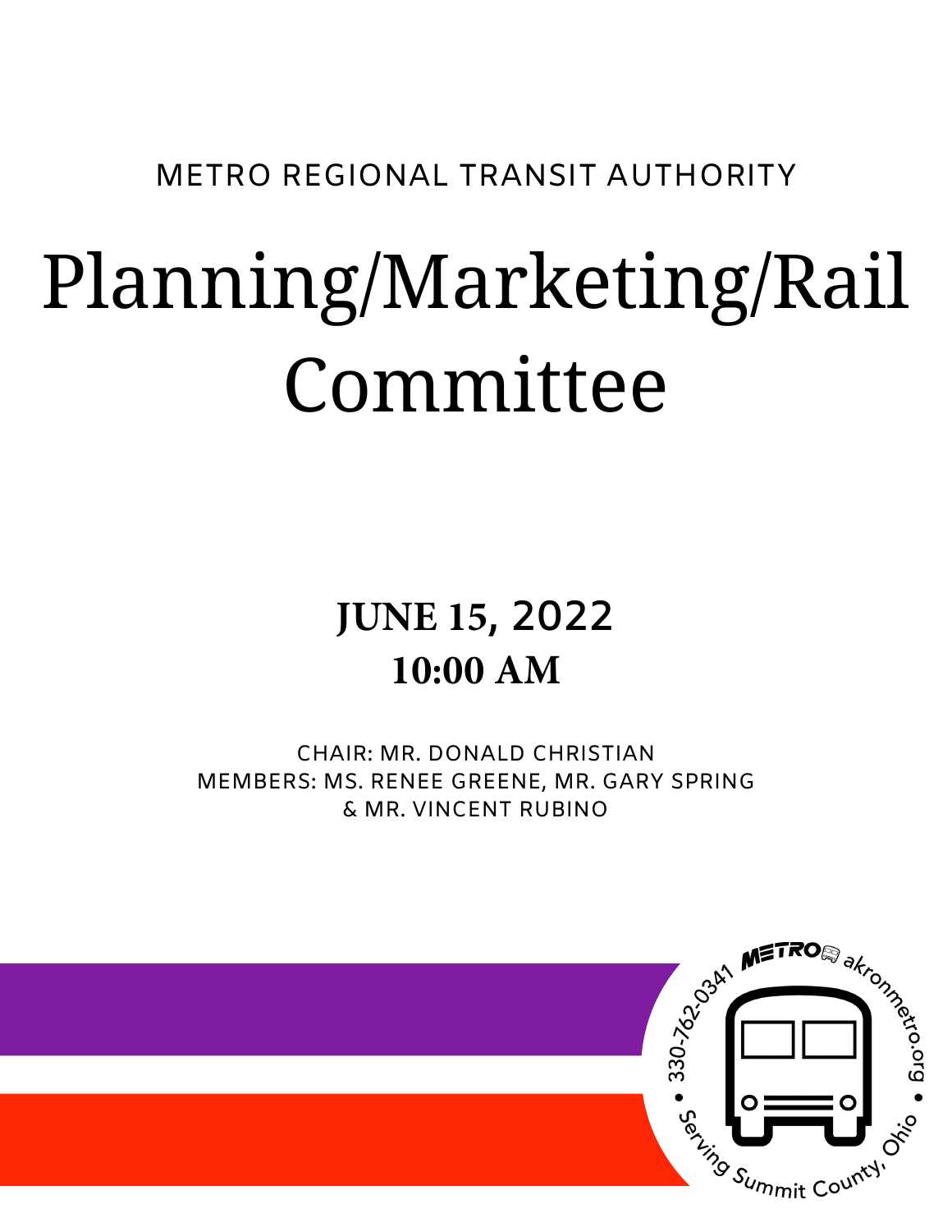METRO REGIONAL TRANSIT AUTHORITY

# Planning/Marketing/Rail Committee

## JUNE 15, 2022
## 10:00 AM

CHAIR: MR. DONALD CHRISTIAN
MEMBERS: MS. RENEE GREENE, MR. GARY SPRING & MR. VINCENT RUBINO

METRO akronmetro.org • Serving Summit County, Ohio • 330-762-0341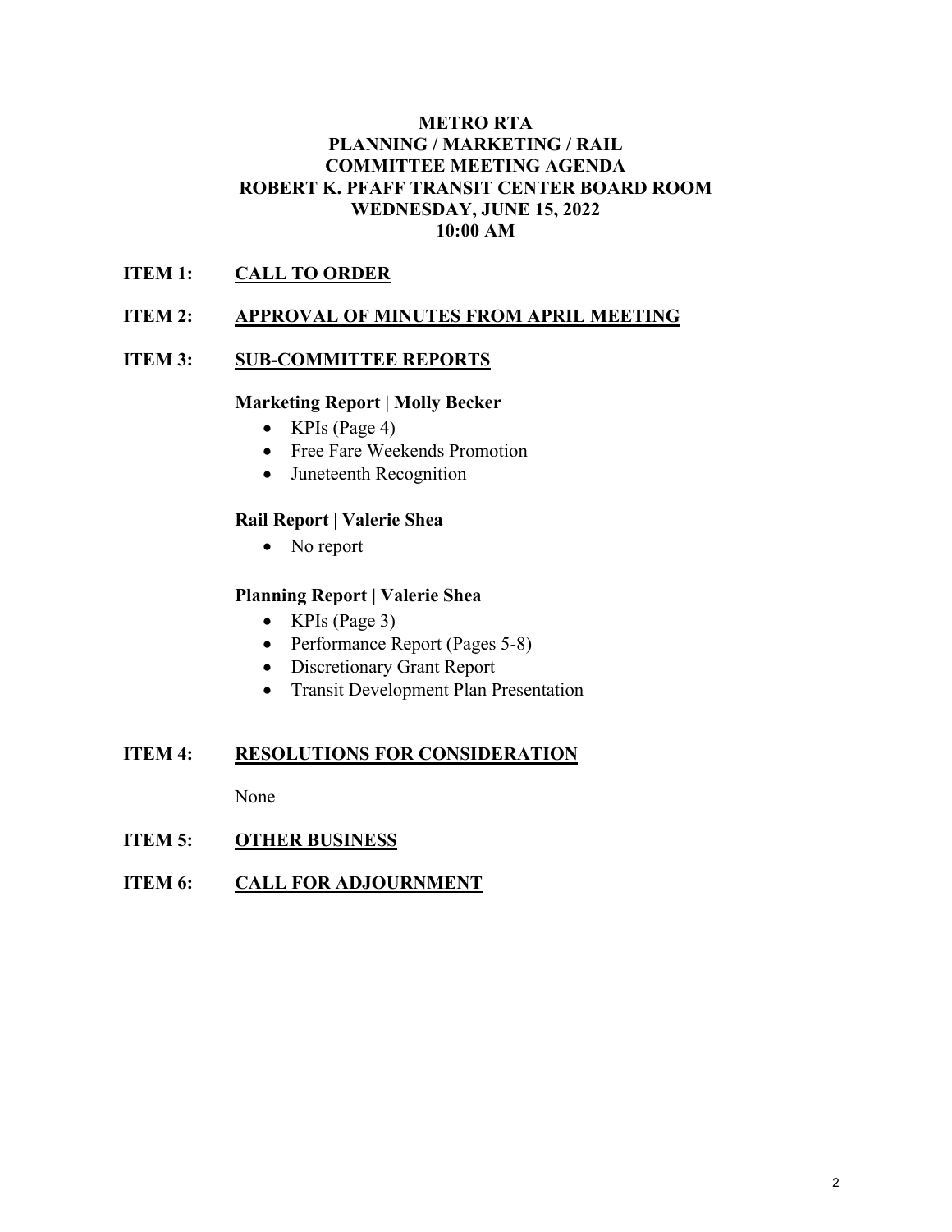# METRO RTA
# PLANNING / MARKETING / RAIL
# COMMITTEE MEETING AGENDA
# ROBERT K. PFAFF TRANSIT CENTER BOARD ROOM
# WEDNESDAY, JUNE 15, 2022
# 10:00 AM

## ITEM 1: CALL TO ORDER

## ITEM 2: APPROVAL OF MINUTES FROM APRIL MEETING

## ITEM 3: SUB-COMMITTEE REPORTS

### Marketing Report | Molly Becker

- KPIs (Page 4)
- Free Fare Weekends Promotion
- Juneteenth Recognition

### Rail Report | Valerie Shea

- No report

### Planning Report | Valerie Shea

- KPIs (Page 3)
- Performance Report (Pages 5-8)
- Discretionary Grant Report
- Transit Development Plan Presentation

## ITEM 4: RESOLUTIONS FOR CONSIDERATION

None

## ITEM 5: OTHER BUSINESS

## ITEM 6: CALL FOR ADJOURNMENT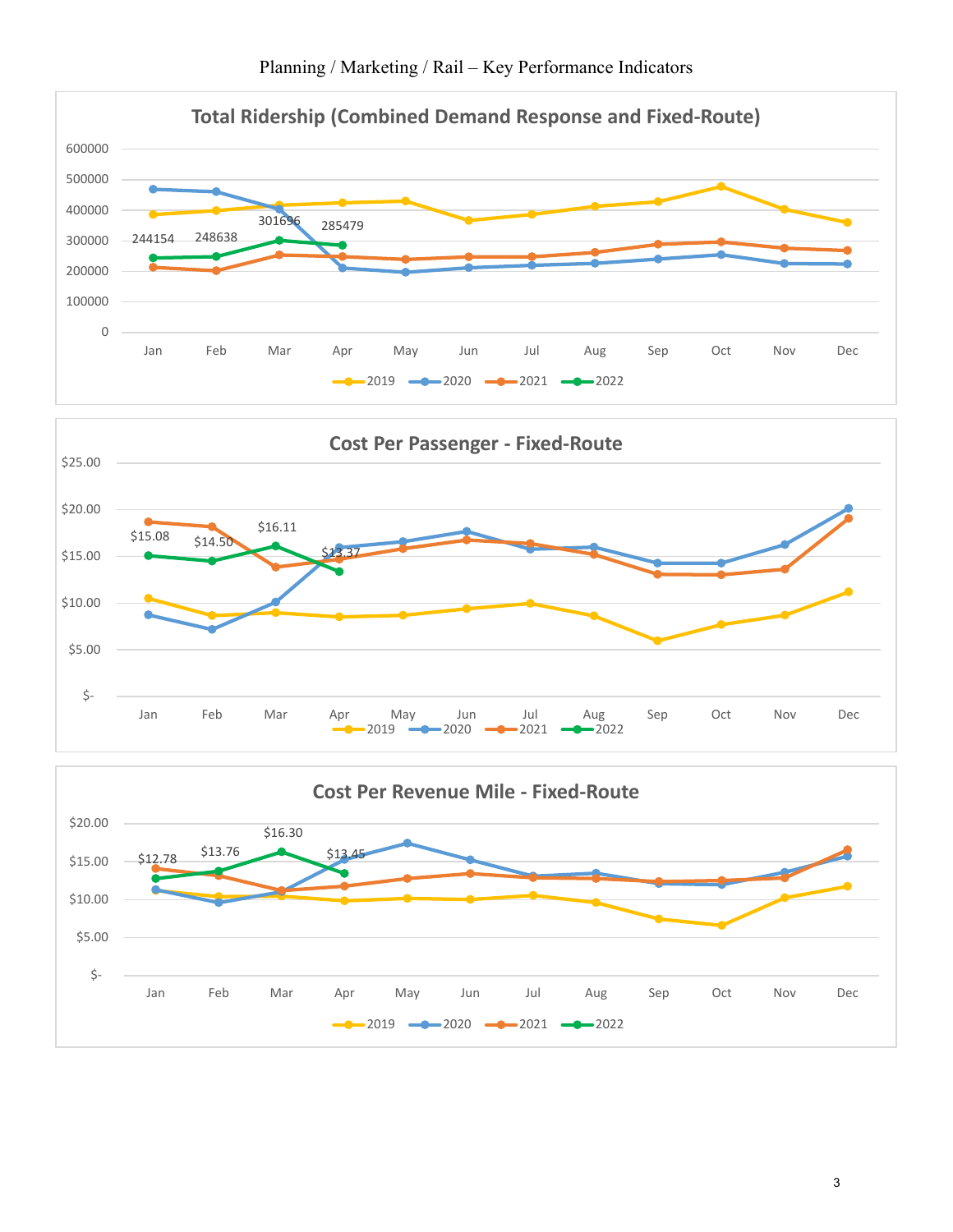Planning / Marketing / Rail – Key Performance Indicators

## Total Ridership (Combined Demand Response and Fixed-Route)

Y-axis: 0 to 600000. X-axis: Jan–Dec. Series: 2019, 2020, 2021, 2022.

2022 data labels:

| Jan | Feb | Mar | Apr |
|---|---|---|---|
| 244154 | 248638 | 301696 | 285479 |

## Cost Per Passenger - Fixed-Route

Y-axis: $- to $25.00. X-axis: Jan–Dec. Series: 2019, 2020, 2021, 2022.

2022 data labels:

| Jan | Feb | Mar | Apr |
|---|---|---|---|
| $15.08 | $14.50 | $16.11 | $13.37 |

## Cost Per Revenue Mile - Fixed-Route

Y-axis: $- to $20.00. X-axis: Jan–Dec. Series: 2019, 2020, 2021, 2022.

2022 data labels:

| Jan | Feb | Mar | Apr |
|---|---|---|---|
| $12.78 | $13.76 | $16.30 | $13.45 |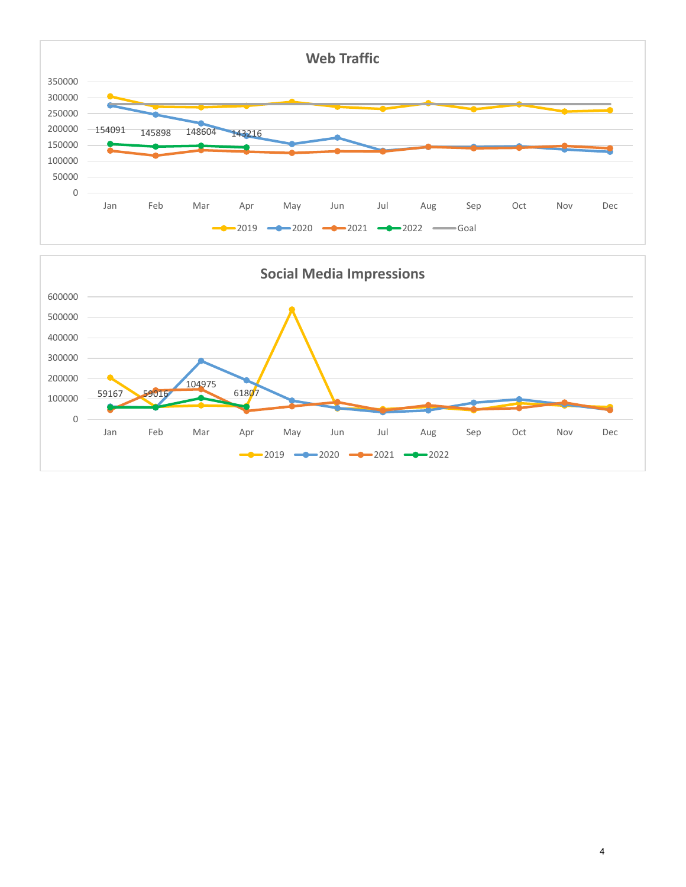## Web Traffic

| | Jan | Feb | Mar | Apr |
|---|---|---|---|---|
| 2022 | 154091 | 145898 | 148604 | 143216 |

Legend: 2019, 2020, 2021, 2022, Goal

## Social Media Impressions

| | Jan | Feb | Mar | Apr |
|---|---|---|---|---|
| 2022 | 59167 | 59016 | 104975 | 61807 |

Legend: 2019, 2020, 2021, 2022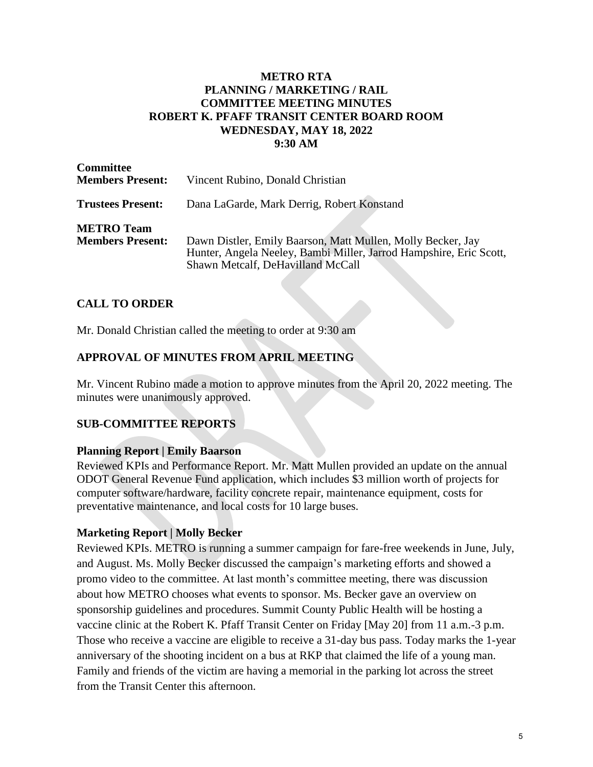# METRO RTA
## PLANNING / MARKETING / RAIL
## COMMITTEE MEETING MINUTES
## ROBERT K. PFAFF TRANSIT CENTER BOARD ROOM
## WEDNESDAY, MAY 18, 2022
## 9:30 AM

| | |
|---|---|
| **Committee Members Present:** | Vincent Rubino, Donald Christian |
| **Trustees Present:** | Dana LaGarde, Mark Derrig, Robert Konstand |
| **METRO Team Members Present:** | Dawn Distler, Emily Baarson, Matt Mullen, Molly Becker, Jay Hunter, Angela Neeley, Bambi Miller, Jarrod Hampshire, Eric Scott, Shawn Metcalf, DeHavilland McCall |

## CALL TO ORDER

Mr. Donald Christian called the meeting to order at 9:30 am

## APPROVAL OF MINUTES FROM APRIL MEETING

Mr. Vincent Rubino made a motion to approve minutes from the April 20, 2022 meeting. The minutes were unanimously approved.

## SUB-COMMITTEE REPORTS

### Planning Report | Emily Baarson

Reviewed KPIs and Performance Report. Mr. Matt Mullen provided an update on the annual ODOT General Revenue Fund application, which includes $3 million worth of projects for computer software/hardware, facility concrete repair, maintenance equipment, costs for preventative maintenance, and local costs for 10 large buses.

### Marketing Report | Molly Becker

Reviewed KPIs. METRO is running a summer campaign for fare-free weekends in June, July, and August. Ms. Molly Becker discussed the campaign's marketing efforts and showed a promo video to the committee. At last month's committee meeting, there was discussion about how METRO chooses what events to sponsor. Ms. Becker gave an overview on sponsorship guidelines and procedures. Summit County Public Health will be hosting a vaccine clinic at the Robert K. Pfaff Transit Center on Friday [May 20] from 11 a.m.-3 p.m. Those who receive a vaccine are eligible to receive a 31-day bus pass. Today marks the 1-year anniversary of the shooting incident on a bus at RKP that claimed the life of a young man. Family and friends of the victim are having a memorial in the parking lot across the street from the Transit Center this afternoon.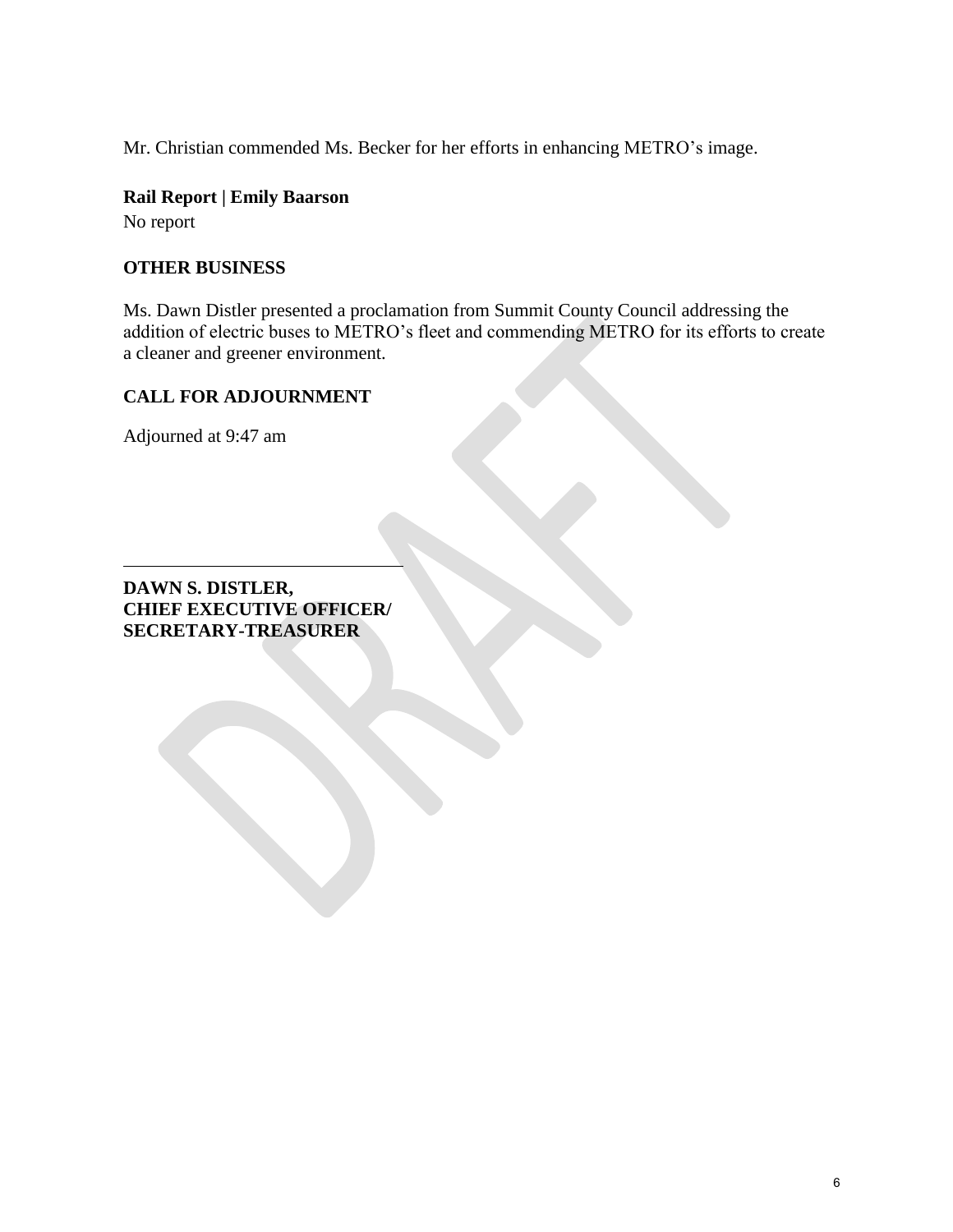Mr. Christian commended Ms. Becker for her efforts in enhancing METRO's image.

**Rail Report | Emily Baarson**

No report

## OTHER BUSINESS

Ms. Dawn Distler presented a proclamation from Summit County Council addressing the addition of electric buses to METRO's fleet and commending METRO for its efforts to create a cleaner and greener environment.

## CALL FOR ADJOURNMENT

Adjourned at 9:47 am

______________________________

**DAWN S. DISTLER,**
**CHIEF EXECUTIVE OFFICER/**
**SECRETARY-TREASURER**